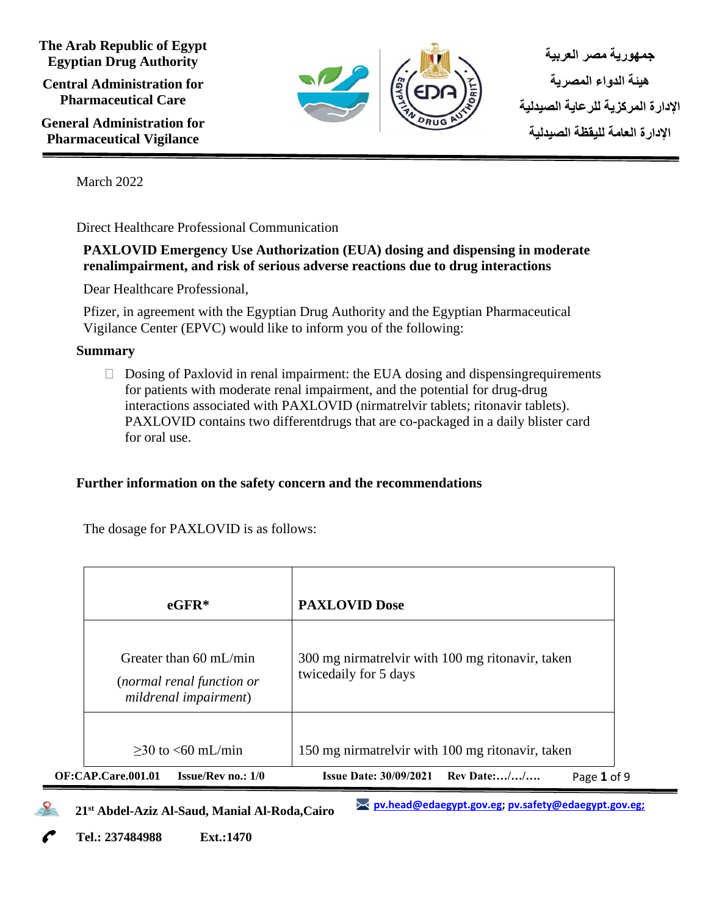The Arab Republic of Egypt
Egyptian Drug Authority

Central Administration for Pharmaceutical Care

General Administration for Pharmaceutical Vigilance

جمهورية مصر العربية

هيئة الدواء المصرية

الإدارة المركزية للرعاية الصيدلية

الإدارة العامة لليقظة الصيدلية

March 2022

Direct Healthcare Professional Communication

**PAXLOVID Emergency Use Authorization (EUA) dosing and dispensing in moderate renalimpairment, and risk of serious adverse reactions due to drug interactions**

Dear Healthcare Professional,

Pfizer, in agreement with the Egyptian Drug Authority and the Egyptian Pharmaceutical Vigilance Center (EPVC) would like to inform you of the following:

**Summary**

- Dosing of Paxlovid in renal impairment: the EUA dosing and dispensingrequirements for patients with moderate renal impairment, and the potential for drug-drug interactions associated with PAXLOVID (nirmatrelvir tablets; ritonavir tablets). PAXLOVID contains two differentdrugs that are co-packaged in a daily blister card for oral use.

**Further information on the safety concern and the recommendations**

The dosage for PAXLOVID is as follows:

| eGFR* | PAXLOVID Dose |
| --- | --- |
| Greater than 60 mL/min (*normal renal function or mildrenal impairment*) | 300 mg nirmatrelvir with 100 mg ritonavir, taken twicedaily for 5 days |
| ≥30 to <60 mL/min | 150 mg nirmatrelvir with 100 mg ritonavir, taken |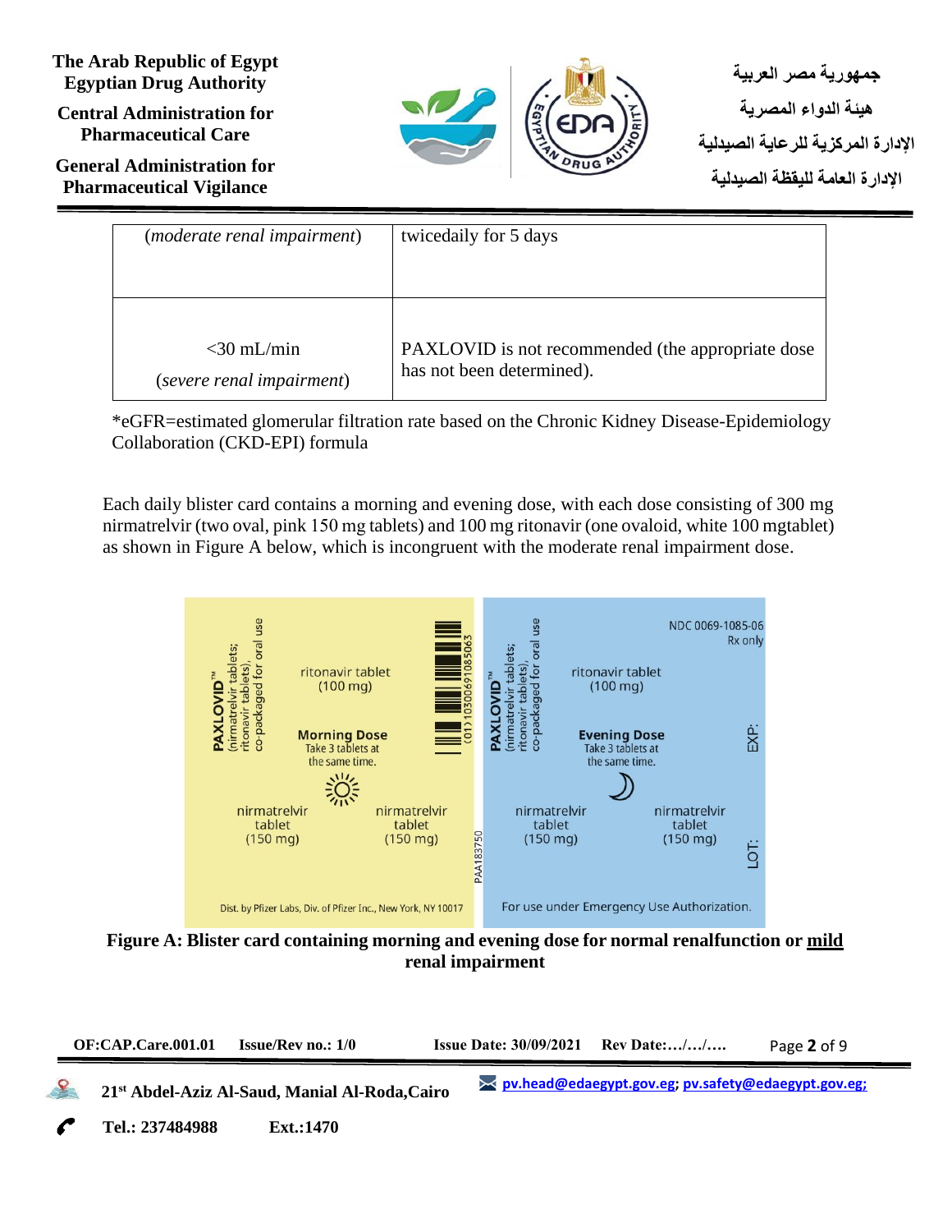| | |
|---|---|
| (*moderate renal impairment*) | twicedaily for 5 days |
| <30 mL/min<br>(*severe renal impairment*) | PAXLOVID is not recommended (the appropriate dose has not been determined). |

*eGFR=estimated glomerular filtration rate based on the Chronic Kidney Disease-Epidemiology Collaboration (CKD-EPI) formula

Each daily blister card contains a morning and evening dose, with each dose consisting of 300 mg nirmatrelvir (two oval, pink 150 mg tablets) and 100 mg ritonavir (one ovaloid, white 100 mgtablet) as shown in Figure A below, which is incongruent with the moderate renal impairment dose.

**Figure A: Blister card containing morning and evening dose for normal renalfunction or <u>mild</u> renal impairment**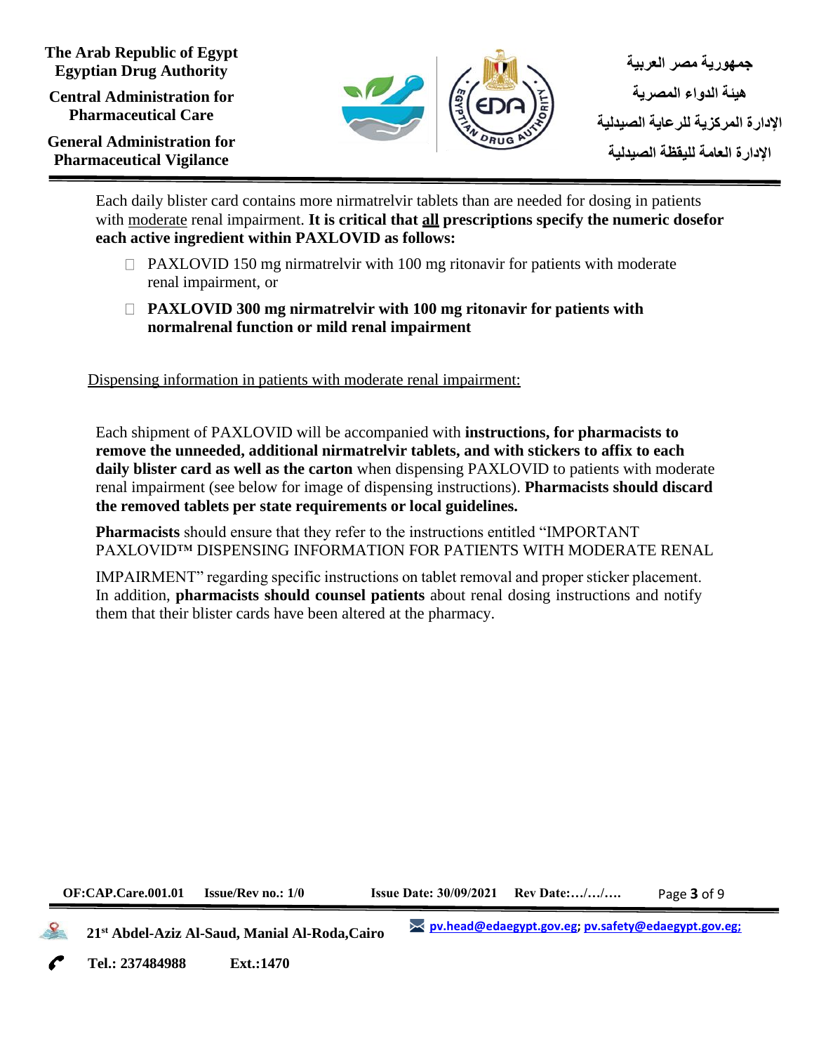Each daily blister card contains more nirmatrelvir tablets than are needed for dosing in patients with moderate renal impairment. **It is critical that all prescriptions specify the numeric dosefor each active ingredient within PAXLOVID as follows:**

- PAXLOVID 150 mg nirmatrelvir with 100 mg ritonavir for patients with moderate renal impairment, or
- **PAXLOVID 300 mg nirmatrelvir with 100 mg ritonavir for patients with normalrenal function or mild renal impairment**

Dispensing information in patients with moderate renal impairment:

Each shipment of PAXLOVID will be accompanied with **instructions, for pharmacists to remove the unneeded, additional nirmatrelvir tablets, and with stickers to affix to each daily blister card as well as the carton** when dispensing PAXLOVID to patients with moderate renal impairment (see below for image of dispensing instructions). **Pharmacists should discard the removed tablets per state requirements or local guidelines.**

**Pharmacists** should ensure that they refer to the instructions entitled "IMPORTANT PAXLOVID™ DISPENSING INFORMATION FOR PATIENTS WITH MODERATE RENAL IMPAIRMENT" regarding specific instructions on tablet removal and proper sticker placement. In addition, **pharmacists should counsel patients** about renal dosing instructions and notify them that their blister cards have been altered at the pharmacy.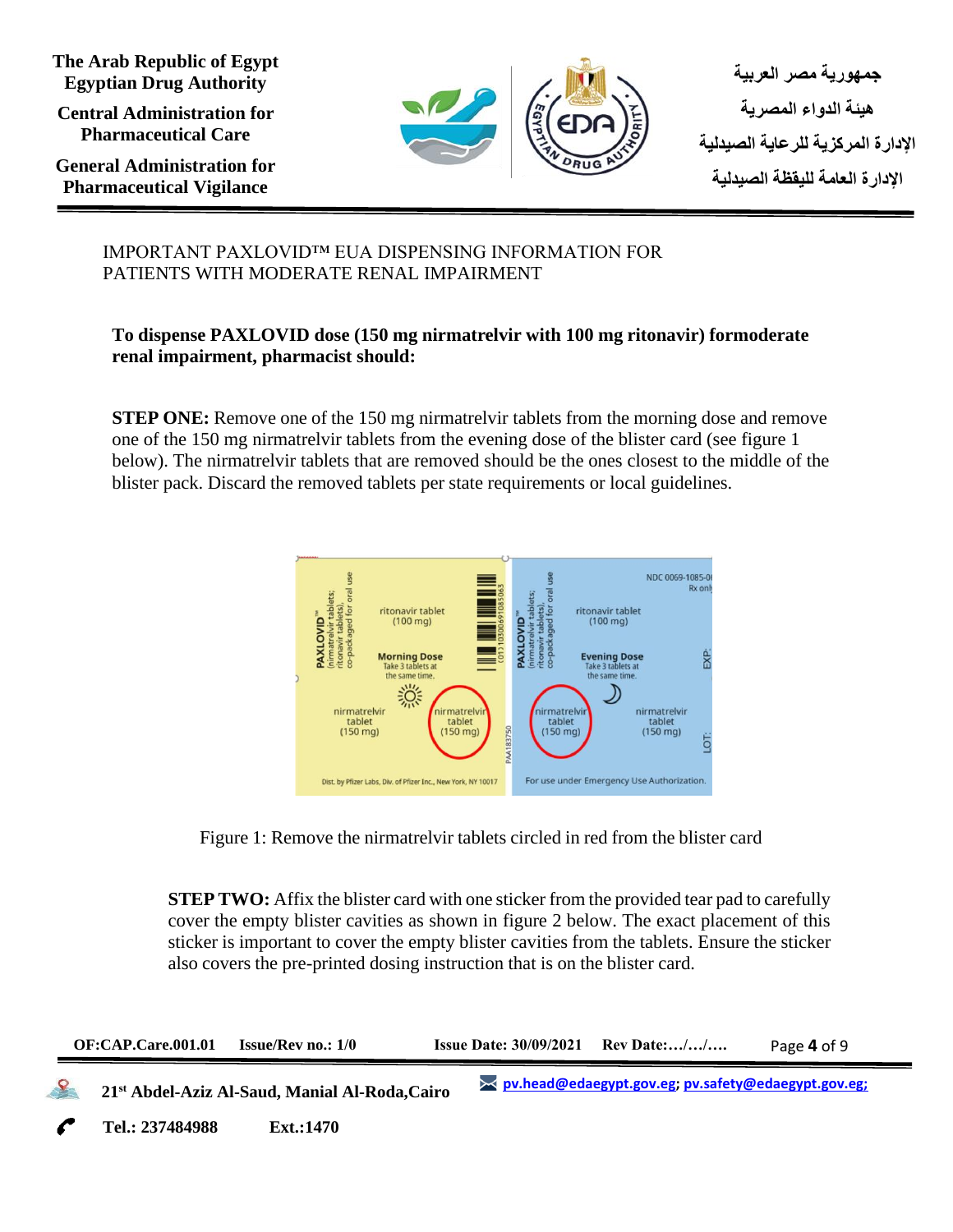IMPORTANT PAXLOVID™ EUA DISPENSING INFORMATION FOR PATIENTS WITH MODERATE RENAL IMPAIRMENT

**To dispense PAXLOVID dose (150 mg nirmatrelvir with 100 mg ritonavir) formoderate renal impairment, pharmacist should:**

**STEP ONE:** Remove one of the 150 mg nirmatrelvir tablets from the morning dose and remove one of the 150 mg nirmatrelvir tablets from the evening dose of the blister card (see figure 1 below). The nirmatrelvir tablets that are removed should be the ones closest to the middle of the blister pack. Discard the removed tablets per state requirements or local guidelines.

Figure 1: Remove the nirmatrelvir tablets circled in red from the blister card

**STEP TWO:** Affix the blister card with one sticker from the provided tear pad to carefully cover the empty blister cavities as shown in figure 2 below. The exact placement of this sticker is important to cover the empty blister cavities from the tablets. Ensure the sticker also covers the pre-printed dosing instruction that is on the blister card.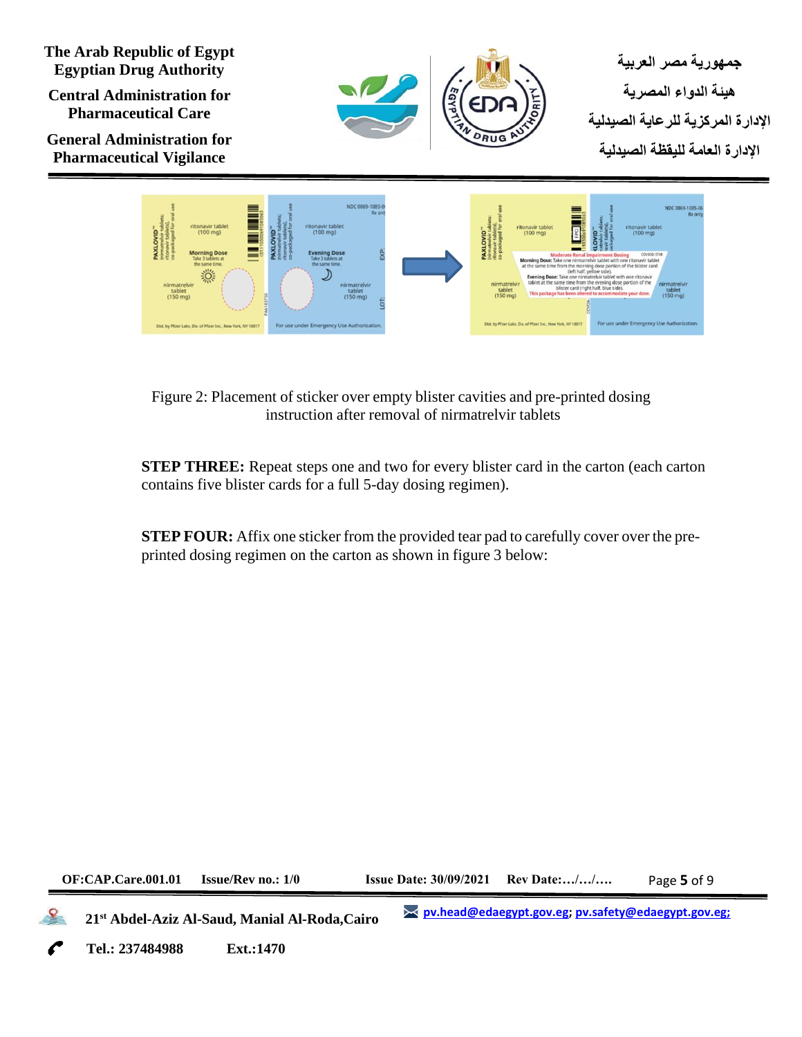Figure 2: Placement of sticker over empty blister cavities and pre-printed dosing instruction after removal of nirmatrelvir tablets

**STEP THREE:** Repeat steps one and two for every blister card in the carton (each carton contains five blister cards for a full 5-day dosing regimen).

**STEP FOUR:** Affix one sticker from the provided tear pad to carefully cover over the pre-printed dosing regimen on the carton as shown in figure 3 below: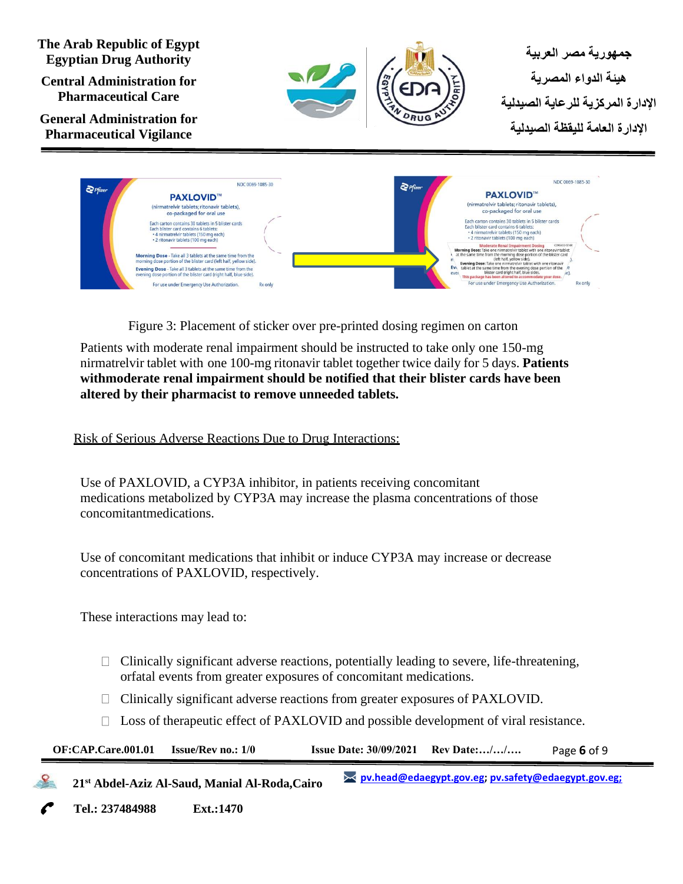Figure 3: Placement of sticker over pre-printed dosing regimen on carton

Patients with moderate renal impairment should be instructed to take only one 150-mg nirmatrelvir tablet with one 100-mg ritonavir tablet together twice daily for 5 days. **Patients withmoderate renal impairment should be notified that their blister cards have been altered by their pharmacist to remove unneeded tablets.**

<u>Risk of Serious Adverse Reactions Due to Drug Interactions:</u>

Use of PAXLOVID, a CYP3A inhibitor, in patients receiving concomitant medications metabolized by CYP3A may increase the plasma concentrations of those concomitantmedications.

Use of concomitant medications that inhibit or induce CYP3A may increase or decrease concentrations of PAXLOVID, respectively.

These interactions may lead to:

- Clinically significant adverse reactions, potentially leading to severe, life-threatening, orfatal events from greater exposures of concomitant medications.
- Clinically significant adverse reactions from greater exposures of PAXLOVID.
- Loss of therapeutic effect of PAXLOVID and possible development of viral resistance.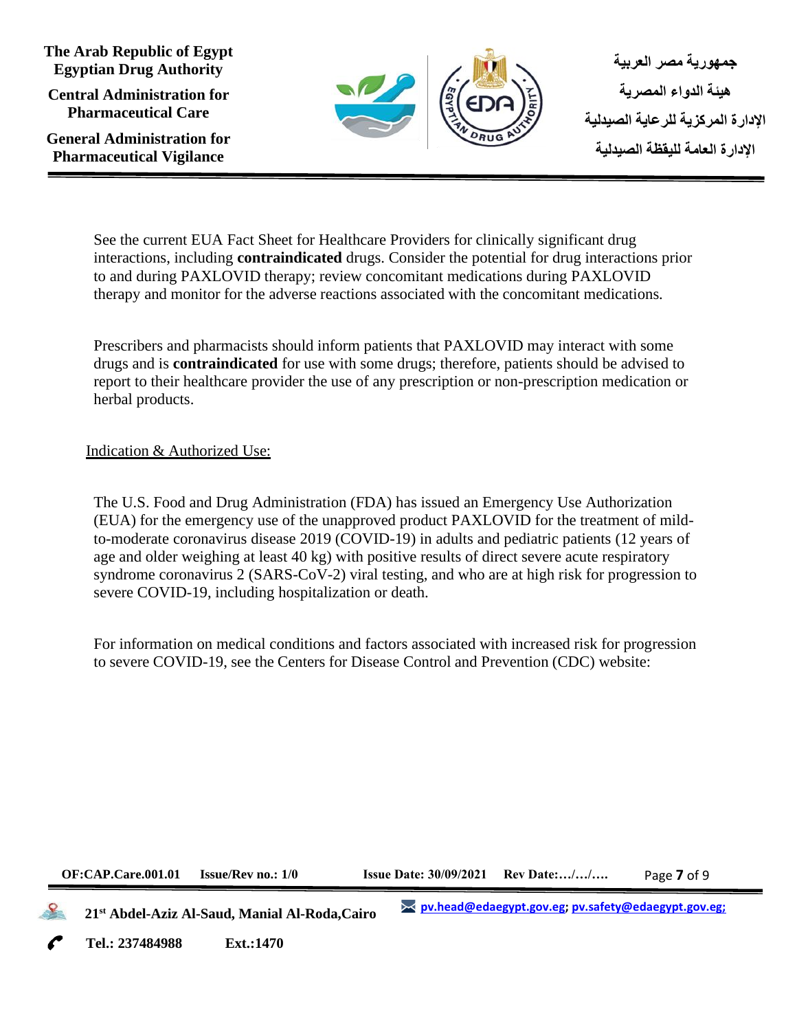See the current EUA Fact Sheet for Healthcare Providers for clinically significant drug interactions, including **contraindicated** drugs. Consider the potential for drug interactions prior to and during PAXLOVID therapy; review concomitant medications during PAXLOVID therapy and monitor for the adverse reactions associated with the concomitant medications.

Prescribers and pharmacists should inform patients that PAXLOVID may interact with some drugs and is **contraindicated** for use with some drugs; therefore, patients should be advised to report to their healthcare provider the use of any prescription or non-prescription medication or herbal products.

<u>Indication & Authorized Use:</u>

The U.S. Food and Drug Administration (FDA) has issued an Emergency Use Authorization (EUA) for the emergency use of the unapproved product PAXLOVID for the treatment of mild-to-moderate coronavirus disease 2019 (COVID-19) in adults and pediatric patients (12 years of age and older weighing at least 40 kg) with positive results of direct severe acute respiratory syndrome coronavirus 2 (SARS-CoV-2) viral testing, and who are at high risk for progression to severe COVID-19, including hospitalization or death.

For information on medical conditions and factors associated with increased risk for progression to severe COVID-19, see the Centers for Disease Control and Prevention (CDC) website: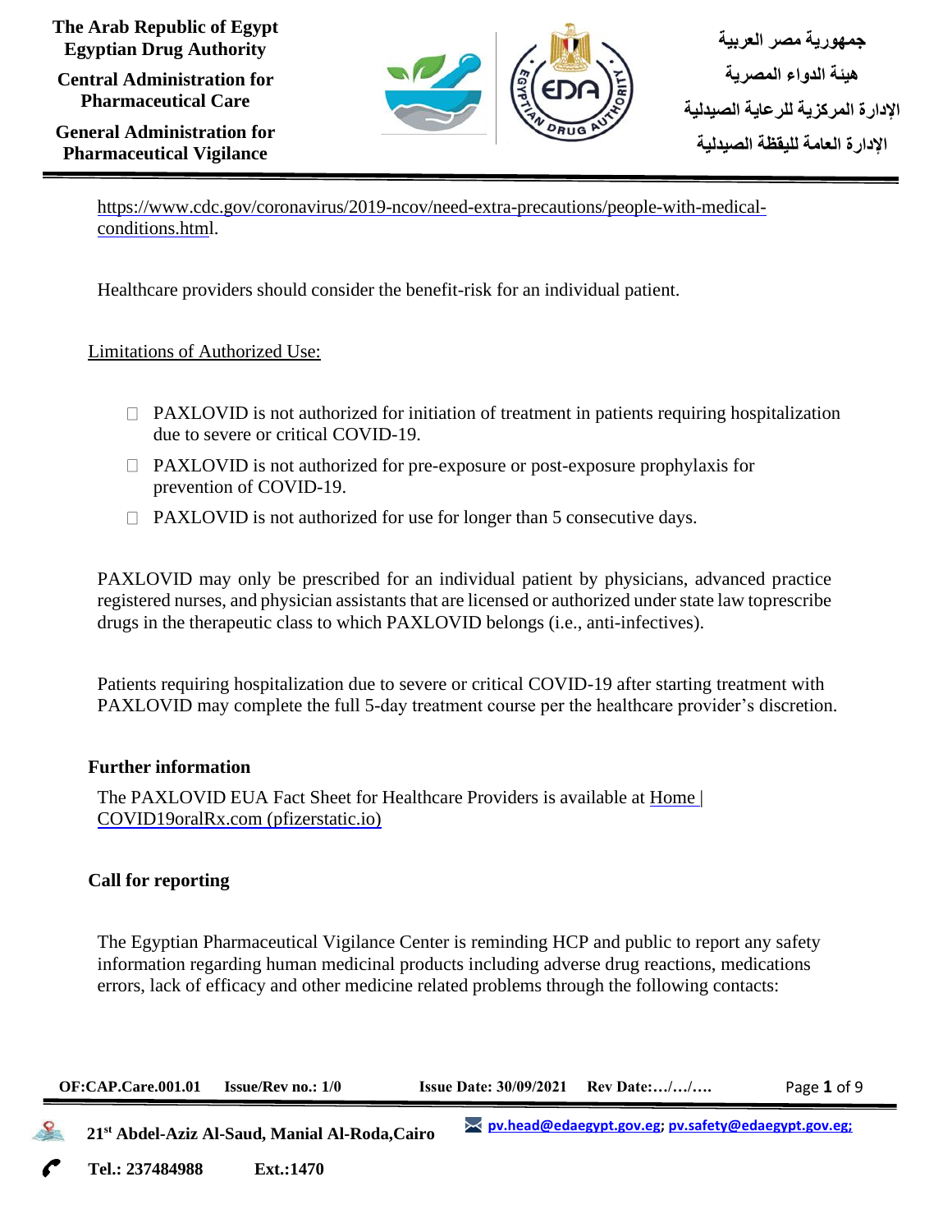https://www.cdc.gov/coronavirus/2019-ncov/need-extra-precautions/people-with-medical-conditions.html.

Healthcare providers should consider the benefit-risk for an individual patient.

Limitations of Authorized Use:

- PAXLOVID is not authorized for initiation of treatment in patients requiring hospitalization due to severe or critical COVID-19.
- PAXLOVID is not authorized for pre-exposure or post-exposure prophylaxis for prevention of COVID-19.
- PAXLOVID is not authorized for use for longer than 5 consecutive days.

PAXLOVID may only be prescribed for an individual patient by physicians, advanced practice registered nurses, and physician assistants that are licensed or authorized under state law toprescribe drugs in the therapeutic class to which PAXLOVID belongs (i.e., anti-infectives).

Patients requiring hospitalization due to severe or critical COVID-19 after starting treatment with PAXLOVID may complete the full 5-day treatment course per the healthcare provider's discretion.

**Further information**

The PAXLOVID EUA Fact Sheet for Healthcare Providers is available at Home | COVID19oralRx.com (pfizerstatic.io)

**Call for reporting**

The Egyptian Pharmaceutical Vigilance Center is reminding HCP and public to report any safety information regarding human medicinal products including adverse drug reactions, medications errors, lack of efficacy and other medicine related problems through the following contacts: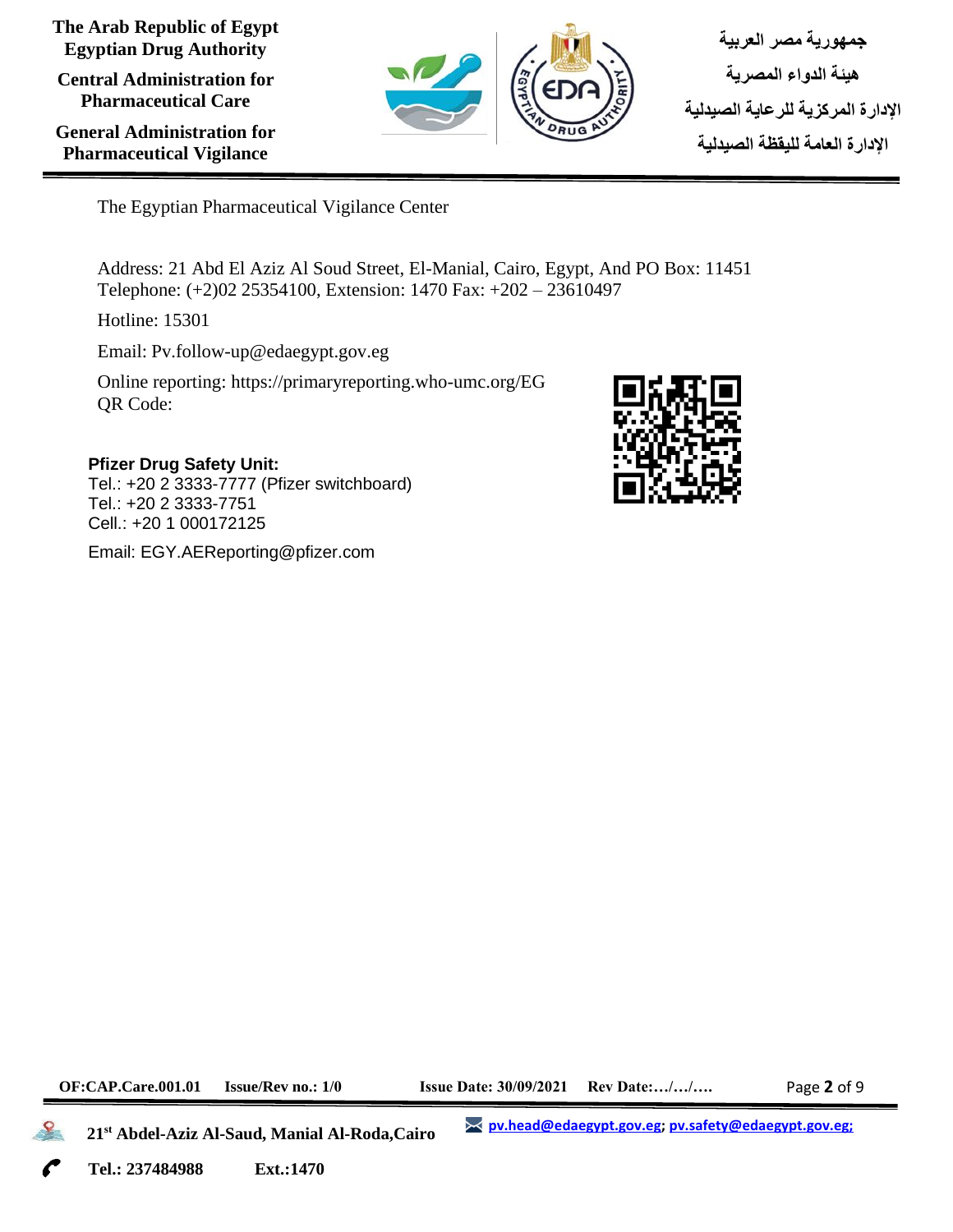The Egyptian Pharmaceutical Vigilance Center

Address: 21 Abd El Aziz Al Soud Street, El-Manial, Cairo, Egypt, And PO Box: 11451
Telephone: (+2)02 25354100, Extension: 1470 Fax: +202 – 23610497

Hotline: 15301

Email: Pv.follow-up@edaegypt.gov.eg

Online reporting: https://primaryreporting.who-umc.org/EG
QR Code:

**Pfizer Drug Safety Unit:**
Tel.: +20 2 3333-7777 (Pfizer switchboard)
Tel.: +20 2 3333-7751
Cell.: +20 1 000172125

Email: EGY.AEReporting@pfizer.com